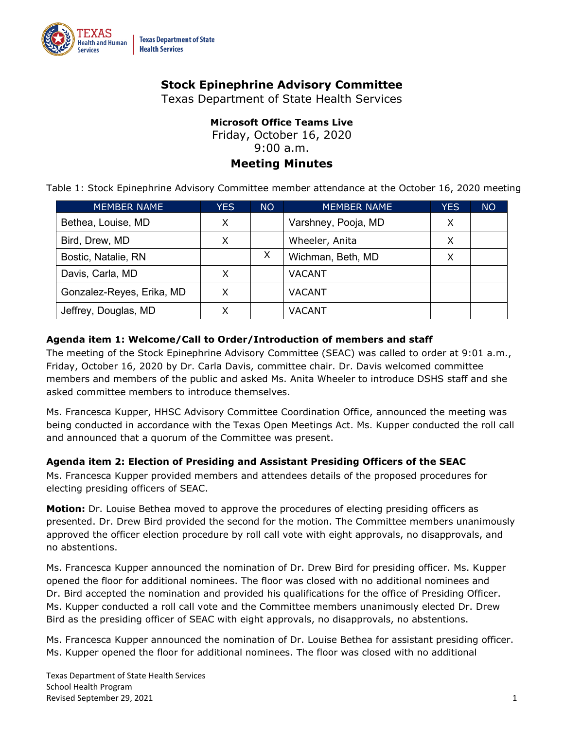# Stock Epinephrine Advisory Committee

Texas Department of State Health Services

**Microsoft Office Teams Live**
Friday, October 16, 2020
9:00 a.m.

## Meeting Minutes

Table 1: Stock Epinephrine Advisory Committee member attendance at the October 16, 2020 meeting

| MEMBER NAME | YES | NO | MEMBER NAME | YES | NO |
|---|---|---|---|---|---|
| Bethea, Louise, MD | X | | Varshney, Pooja, MD | X | |
| Bird, Drew, MD | X | | Wheeler, Anita | X | |
| Bostic, Natalie, RN | | X | Wichman, Beth, MD | X | |
| Davis, Carla, MD | X | | VACANT | | |
| Gonzalez-Reyes, Erika, MD | X | | VACANT | | |
| Jeffrey, Douglas, MD | X | | VACANT | | |

### Agenda item 1: Welcome/Call to Order/Introduction of members and staff

The meeting of the Stock Epinephrine Advisory Committee (SEAC) was called to order at 9:01 a.m., Friday, October 16, 2020 by Dr. Carla Davis, committee chair. Dr. Davis welcomed committee members and members of the public and asked Ms. Anita Wheeler to introduce DSHS staff and she asked committee members to introduce themselves.

Ms. Francesca Kupper, HHSC Advisory Committee Coordination Office, announced the meeting was being conducted in accordance with the Texas Open Meetings Act. Ms. Kupper conducted the roll call and announced that a quorum of the Committee was present.

### Agenda item 2: Election of Presiding and Assistant Presiding Officers of the SEAC

Ms. Francesca Kupper provided members and attendees details of the proposed procedures for electing presiding officers of SEAC.

**Motion:** Dr. Louise Bethea moved to approve the procedures of electing presiding officers as presented. Dr. Drew Bird provided the second for the motion. The Committee members unanimously approved the officer election procedure by roll call vote with eight approvals, no disapprovals, and no abstentions.

Ms. Francesca Kupper announced the nomination of Dr. Drew Bird for presiding officer. Ms. Kupper opened the floor for additional nominees. The floor was closed with no additional nominees and Dr. Bird accepted the nomination and provided his qualifications for the office of Presiding Officer. Ms. Kupper conducted a roll call vote and the Committee members unanimously elected Dr. Drew Bird as the presiding officer of SEAC with eight approvals, no disapprovals, no abstentions.

Ms. Francesca Kupper announced the nomination of Dr. Louise Bethea for assistant presiding officer. Ms. Kupper opened the floor for additional nominees. The floor was closed with no additional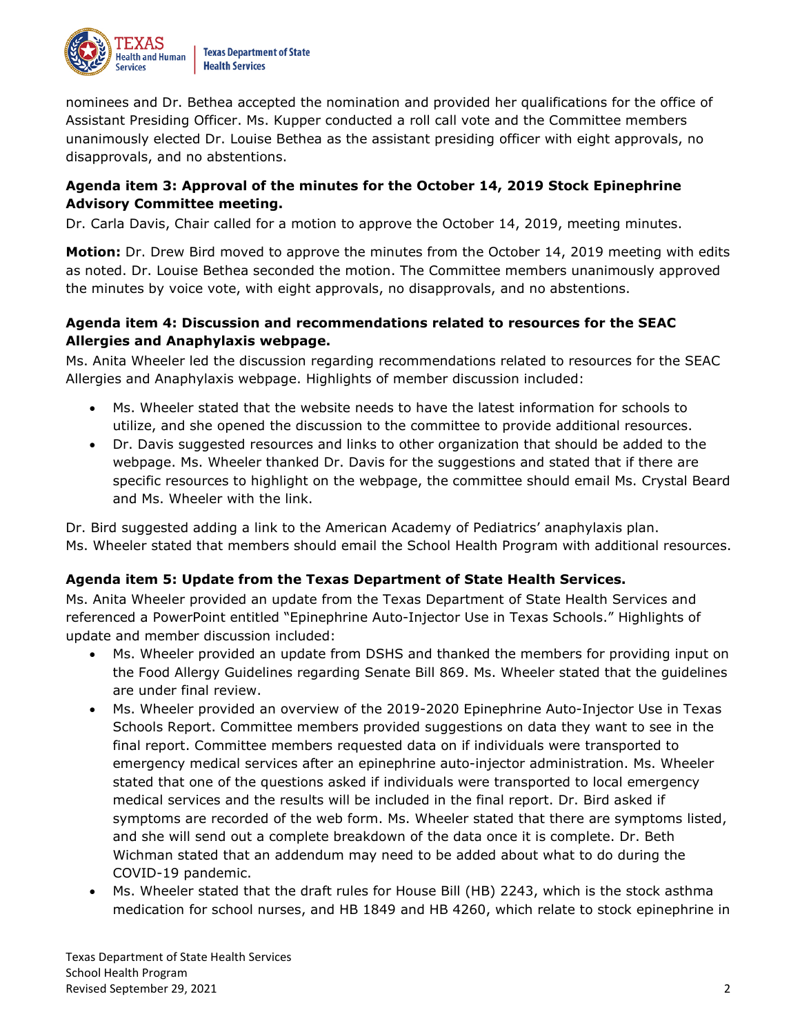nominees and Dr. Bethea accepted the nomination and provided her qualifications for the office of Assistant Presiding Officer. Ms. Kupper conducted a roll call vote and the Committee members unanimously elected Dr. Louise Bethea as the assistant presiding officer with eight approvals, no disapprovals, and no abstentions.

**Agenda item 3: Approval of the minutes for the October 14, 2019 Stock Epinephrine Advisory Committee meeting.**

Dr. Carla Davis, Chair called for a motion to approve the October 14, 2019, meeting minutes.

**Motion:** Dr. Drew Bird moved to approve the minutes from the October 14, 2019 meeting with edits as noted. Dr. Louise Bethea seconded the motion. The Committee members unanimously approved the minutes by voice vote, with eight approvals, no disapprovals, and no abstentions.

**Agenda item 4: Discussion and recommendations related to resources for the SEAC Allergies and Anaphylaxis webpage.**

Ms. Anita Wheeler led the discussion regarding recommendations related to resources for the SEAC Allergies and Anaphylaxis webpage. Highlights of member discussion included:

- Ms. Wheeler stated that the website needs to have the latest information for schools to utilize, and she opened the discussion to the committee to provide additional resources.
- Dr. Davis suggested resources and links to other organization that should be added to the webpage. Ms. Wheeler thanked Dr. Davis for the suggestions and stated that if there are specific resources to highlight on the webpage, the committee should email Ms. Crystal Beard and Ms. Wheeler with the link.

Dr. Bird suggested adding a link to the American Academy of Pediatrics' anaphylaxis plan. Ms. Wheeler stated that members should email the School Health Program with additional resources.

**Agenda item 5: Update from the Texas Department of State Health Services.**

Ms. Anita Wheeler provided an update from the Texas Department of State Health Services and referenced a PowerPoint entitled "Epinephrine Auto-Injector Use in Texas Schools." Highlights of update and member discussion included:

- Ms. Wheeler provided an update from DSHS and thanked the members for providing input on the Food Allergy Guidelines regarding Senate Bill 869. Ms. Wheeler stated that the guidelines are under final review.
- Ms. Wheeler provided an overview of the 2019-2020 Epinephrine Auto-Injector Use in Texas Schools Report. Committee members provided suggestions on data they want to see in the final report. Committee members requested data on if individuals were transported to emergency medical services after an epinephrine auto-injector administration. Ms. Wheeler stated that one of the questions asked if individuals were transported to local emergency medical services and the results will be included in the final report. Dr. Bird asked if symptoms are recorded of the web form. Ms. Wheeler stated that there are symptoms listed, and she will send out a complete breakdown of the data once it is complete. Dr. Beth Wichman stated that an addendum may need to be added about what to do during the COVID-19 pandemic.
- Ms. Wheeler stated that the draft rules for House Bill (HB) 2243, which is the stock asthma medication for school nurses, and HB 1849 and HB 4260, which relate to stock epinephrine in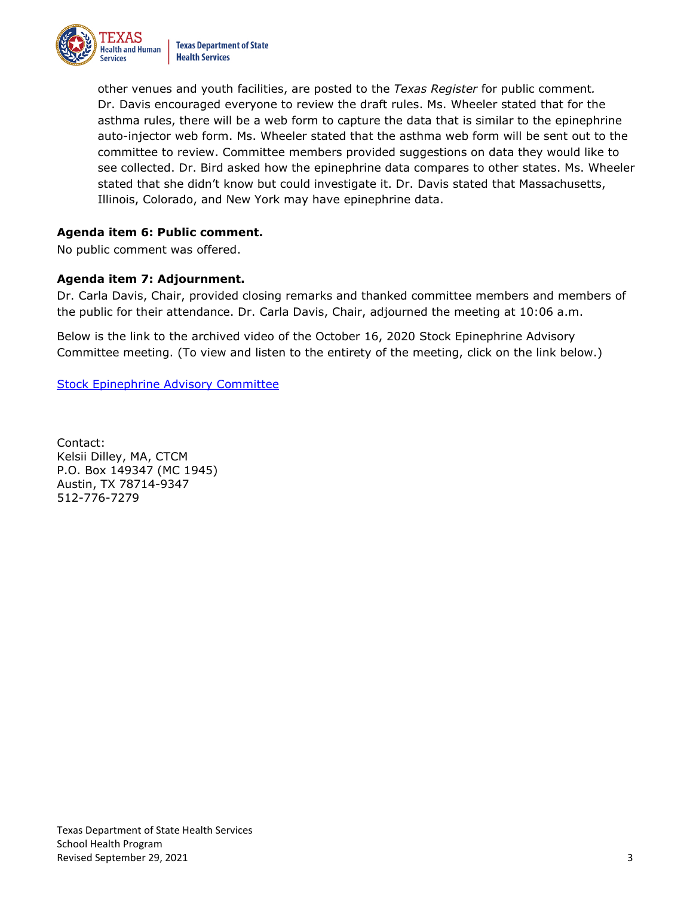other venues and youth facilities, are posted to the *Texas Register* for public comment. Dr. Davis encouraged everyone to review the draft rules. Ms. Wheeler stated that for the asthma rules, there will be a web form to capture the data that is similar to the epinephrine auto-injector web form. Ms. Wheeler stated that the asthma web form will be sent out to the committee to review. Committee members provided suggestions on data they would like to see collected. Dr. Bird asked how the epinephrine data compares to other states. Ms. Wheeler stated that she didn't know but could investigate it. Dr. Davis stated that Massachusetts, Illinois, Colorado, and New York may have epinephrine data.

**Agenda item 6: Public comment.**

No public comment was offered.

**Agenda item 7: Adjournment.**

Dr. Carla Davis, Chair, provided closing remarks and thanked committee members and members of the public for their attendance. Dr. Carla Davis, Chair, adjourned the meeting at 10:06 a.m.

Below is the link to the archived video of the October 16, 2020 Stock Epinephrine Advisory Committee meeting. (To view and listen to the entirety of the meeting, click on the link below.)

Stock Epinephrine Advisory Committee

Contact:
Kelsii Dilley, MA, CTCM
P.O. Box 149347 (MC 1945)
Austin, TX 78714-9347
512-776-7279